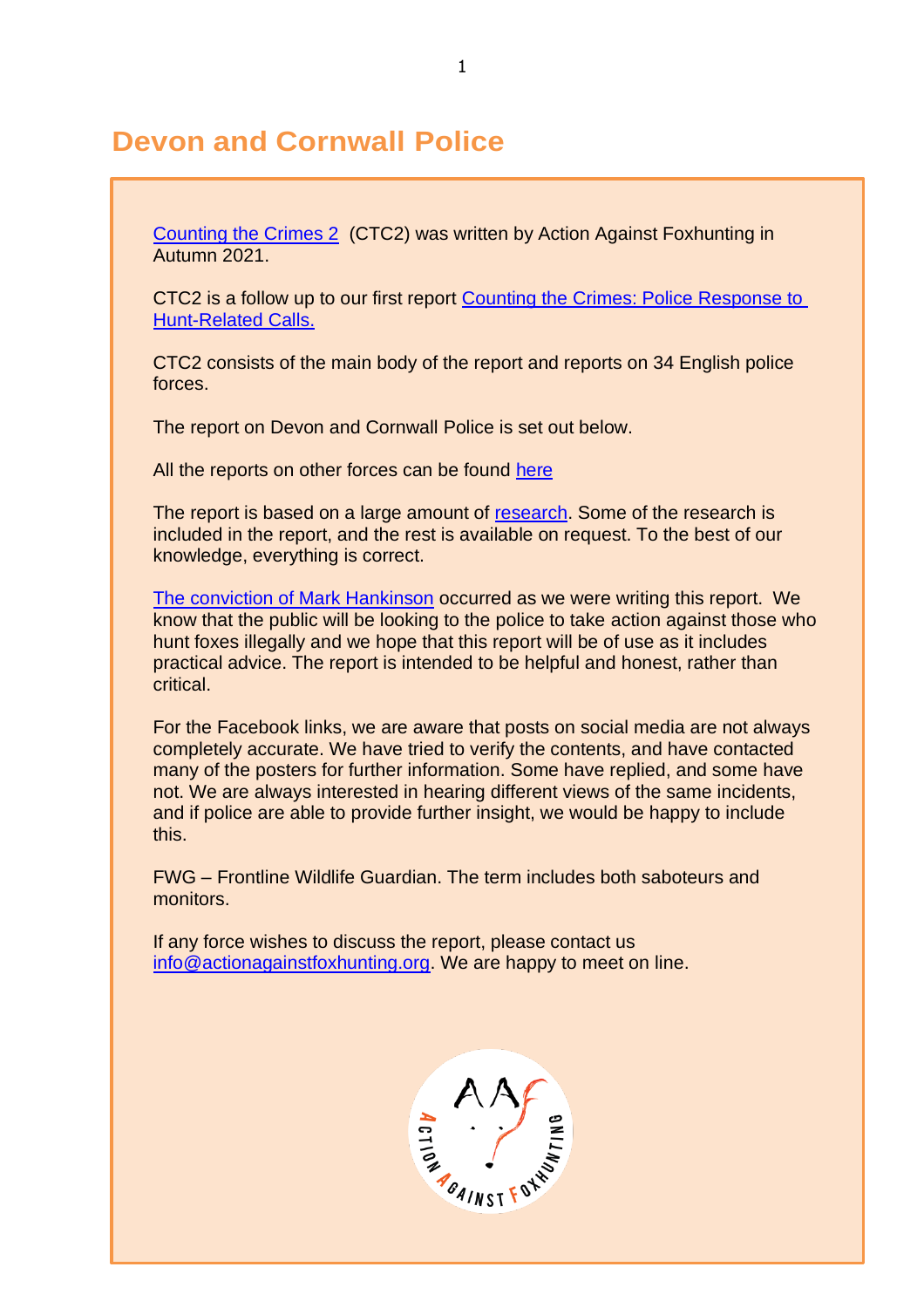# Devon and Cornwall Police

Counting the Crimes 2 (CTC2) was written by Action Against Foxhunting in Autumn 2021.

CTC2 is a follow up to our first report Counting the Crimes: Police Response to Hunt-Related Calls.

CTC2 consists of the main body of the report and reports on 34 English police forces.

The report on Devon and Cornwall Police is set out below.

All the reports on other forces can be found here

The report is based on a large amount of research. Some of the research is included in the report, and the rest is available on request. To the best of our knowledge, everything is correct.

The conviction of Mark Hankinson occurred as we were writing this report. We know that the public will be looking to the police to take action against those who hunt foxes illegally and we hope that this report will be of use as it includes practical advice. The report is intended to be helpful and honest, rather than critical.

For the Facebook links, we are aware that posts on social media are not always completely accurate. We have tried to verify the contents, and have contacted many of the posters for further information. Some have replied, and some have not. We are always interested in hearing different views of the same incidents, and if police are able to provide further insight, we would be happy to include this.

FWG – Frontline Wildlife Guardian. The term includes both saboteurs and monitors.

If any force wishes to discuss the report, please contact us info@actionagainstfoxhunting.org. We are happy to meet on line.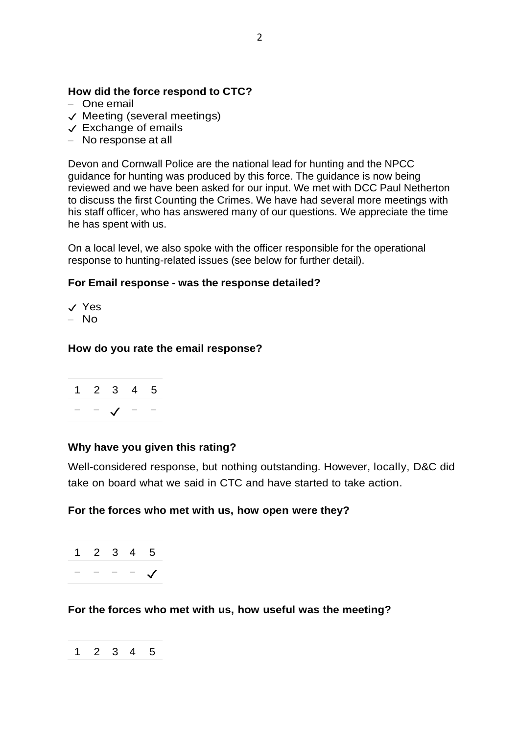**How did the force respond to CTC?**

- – One email
- ✓ Meeting (several meetings)
- ✓ Exchange of emails
- – No response at all

Devon and Cornwall Police are the national lead for hunting and the NPCC guidance for hunting was produced by this force. The guidance is now being reviewed and we have been asked for our input. We met with DCC Paul Netherton to discuss the first Counting the Crimes. We have had several more meetings with his staff officer, who has answered many of our questions. We appreciate the time he has spent with us.

On a local level, we also spoke with the officer responsible for the operational response to hunting-related issues (see below for further detail).

**For Email response - was the response detailed?**

- ✓ Yes
- – No

**How do you rate the email response?**

| 1 | 2 | 3 | 4 | 5 |
|---|---|---|---|---|
| – | – | ✓ | – | – |

**Why have you given this rating?**

Well-considered response, but nothing outstanding. However, locally, D&C did take on board what we said in CTC and have started to take action.

**For the forces who met with us, how open were they?**

| 1 | 2 | 3 | 4 | 5 |
|---|---|---|---|---|
| – | – | – | – | ✓ |

**For the forces who met with us, how useful was the meeting?**

| 1 | 2 | 3 | 4 | 5 |
|---|---|---|---|---|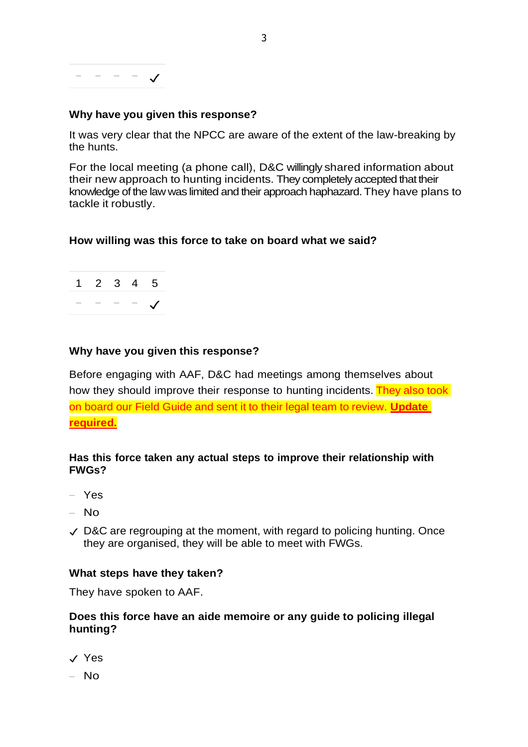| – | – | – | – | ✓ |
|---|---|---|---|---|

**Why have you given this response?**

It was very clear that the NPCC are aware of the extent of the law-breaking by the hunts.

For the local meeting (a phone call), D&C willingly shared information about their new approach to hunting incidents. They completely accepted that their knowledge of the law was limited and their approach haphazard. They have plans to tackle it robustly.

**How willing was this force to take on board what we said?**

| 1 | 2 | 3 | 4 | 5 |
|---|---|---|---|---|
| – | – | – | – | ✓ |

**Why have you given this response?**

Before engaging with AAF, D&C had meetings among themselves about how they should improve their response to hunting incidents. They also took on board our Field Guide and sent it to their legal team to review. **Update required.**

**Has this force taken any actual steps to improve their relationship with FWGs?**

- – Yes
- – No
- ✓ D&C are regrouping at the moment, with regard to policing hunting. Once they are organised, they will be able to meet with FWGs.

**What steps have they taken?**

They have spoken to AAF.

**Does this force have an aide memoire or any guide to policing illegal hunting?**

- ✓ Yes
- – No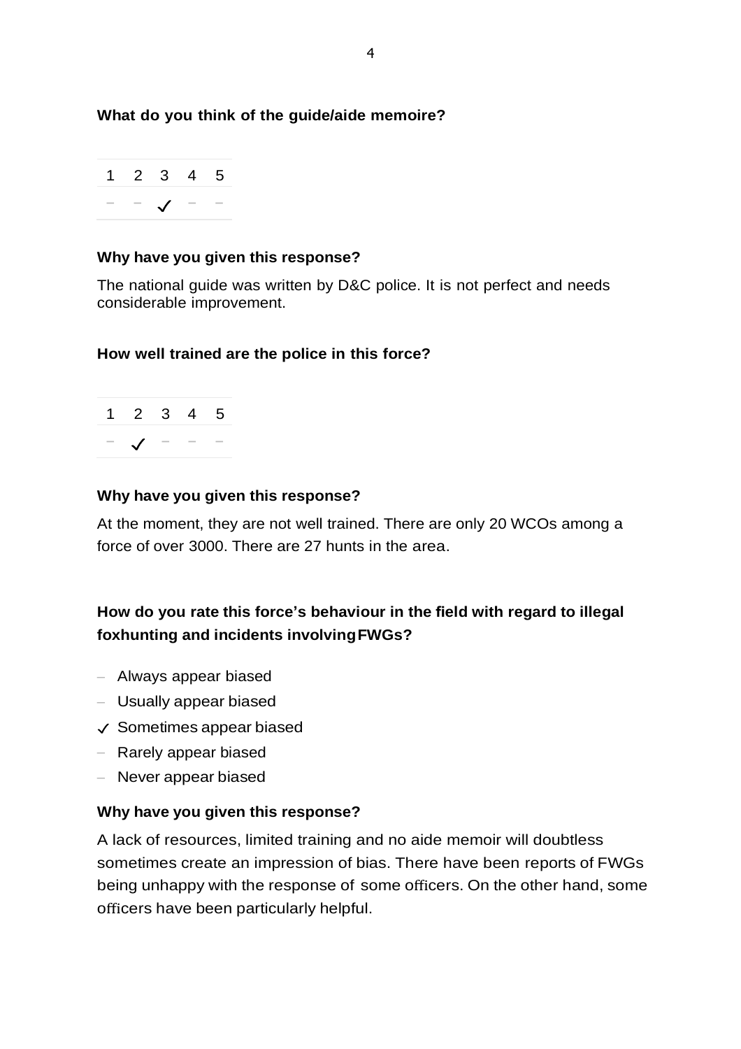**What do you think of the guide/aide memoire?**

| 1 | 2 | 3 | 4 | 5 |
|---|---|---|---|---|
| – | – | ✓ | – | – |

**Why have you given this response?**

The national guide was written by D&C police. It is not perfect and needs considerable improvement.

**How well trained are the police in this force?**

| 1 | 2 | 3 | 4 | 5 |
|---|---|---|---|---|
| – | ✓ | – | – | – |

**Why have you given this response?**

At the moment, they are not well trained. There are only 20 WCOs among a force of over 3000. There are 27 hunts in the area.

**How do you rate this force's behaviour in the field with regard to illegal foxhunting and incidents involving FWGs?**

- – Always appear biased
- – Usually appear biased
- ✓ Sometimes appear biased
- – Rarely appear biased
- – Never appear biased

**Why have you given this response?**

A lack of resources, limited training and no aide memoir will doubtless sometimes create an impression of bias. There have been reports of FWGs being unhappy with the response of some officers. On the other hand, some officers have been particularly helpful.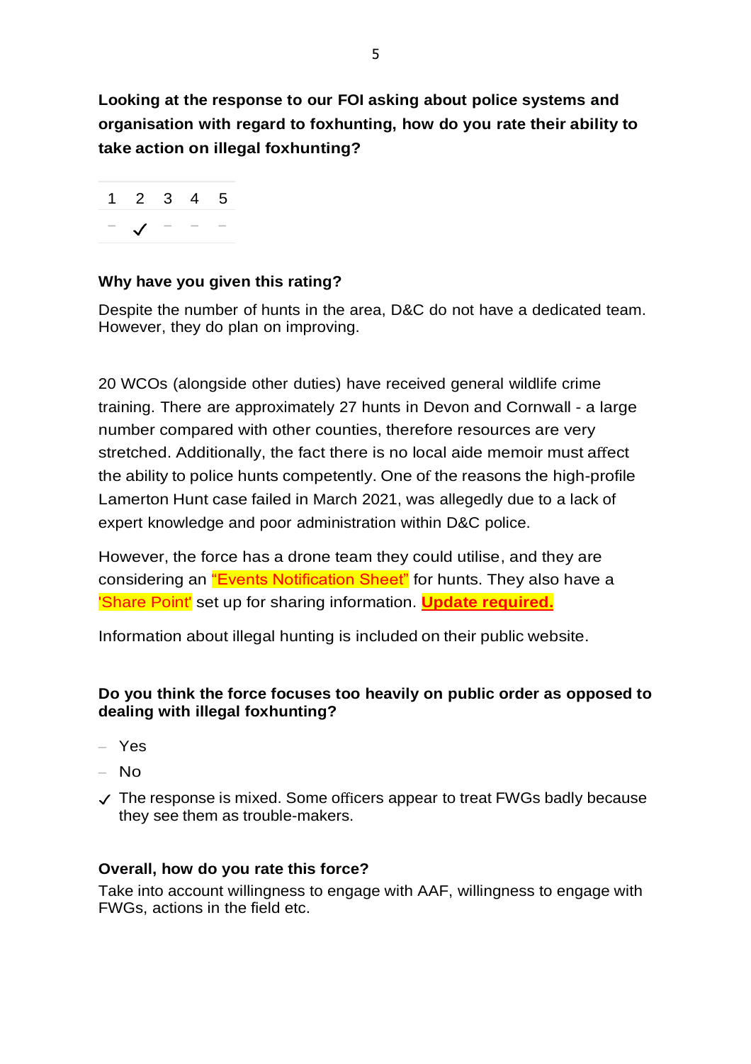**Looking at the response to our FOI asking about police systems and organisation with regard to foxhunting, how do you rate their ability to take action on illegal foxhunting?**

| 1 | 2 | 3 | 4 | 5 |
|---|---|---|---|---|
| – | ✓ | – | – | – |

**Why have you given this rating?**

Despite the number of hunts in the area, D&C do not have a dedicated team. However, they do plan on improving.

20 WCOs (alongside other duties) have received general wildlife crime training. There are approximately 27 hunts in Devon and Cornwall - a large number compared with other counties, therefore resources are very stretched. Additionally, the fact there is no local aide memoir must affect the ability to police hunts competently. One of the reasons the high-profile Lamerton Hunt case failed in March 2021, was allegedly due to a lack of expert knowledge and poor administration within D&C police.

However, the force has a drone team they could utilise, and they are considering an "Events Notification Sheet" for hunts. They also have a 'Share Point' set up for sharing information. **Update required.**

Information about illegal hunting is included on their public website.

**Do you think the force focuses too heavily on public order as opposed to dealing with illegal foxhunting?**

– Yes

– No

✓ The response is mixed. Some officers appear to treat FWGs badly because they see them as trouble-makers.

**Overall, how do you rate this force?**

Take into account willingness to engage with AAF, willingness to engage with FWGs, actions in the field etc.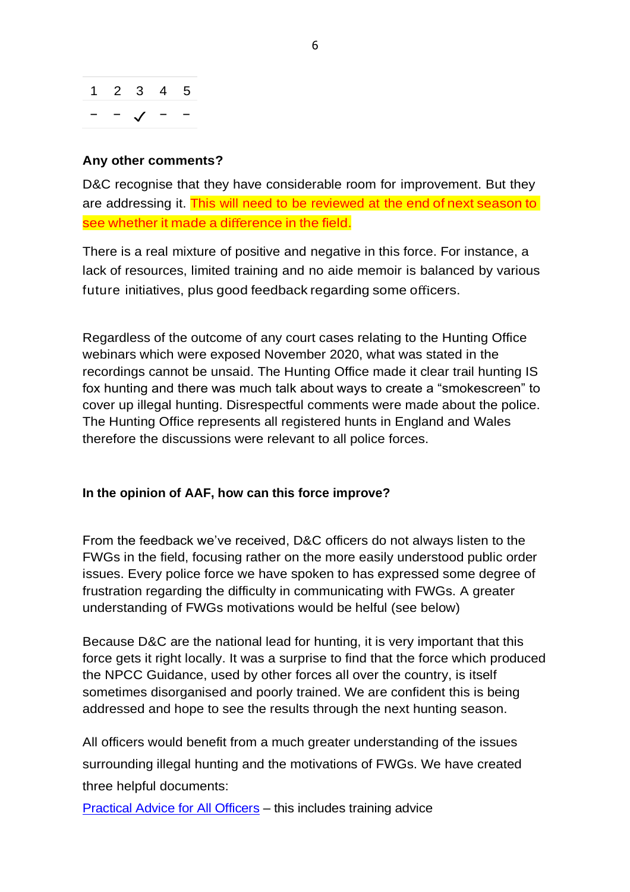| 1 | 2 | 3 | 4 | 5 |
| --- | --- | --- | --- | --- |
| – | – | ✓ | – | – |

**Any other comments?**

D&C recognise that they have considerable room for improvement. But they are addressing it. This will need to be reviewed at the end of next season to see whether it made a difference in the field.

There is a real mixture of positive and negative in this force. For instance, a lack of resources, limited training and no aide memoir is balanced by various future initiatives, plus good feedback regarding some officers.

Regardless of the outcome of any court cases relating to the Hunting Office webinars which were exposed November 2020, what was stated in the recordings cannot be unsaid. The Hunting Office made it clear trail hunting IS fox hunting and there was much talk about ways to create a "smokescreen" to cover up illegal hunting. Disrespectful comments were made about the police. The Hunting Office represents all registered hunts in England and Wales therefore the discussions were relevant to all police forces.

**In the opinion of AAF, how can this force improve?**

From the feedback we've received, D&C officers do not always listen to the FWGs in the field, focusing rather on the more easily understood public order issues. Every police force we have spoken to has expressed some degree of frustration regarding the difficulty in communicating with FWGs. A greater understanding of FWGs motivations would be helful (see below)

Because D&C are the national lead for hunting, it is very important that this force gets it right locally. It was a surprise to find that the force which produced the NPCC Guidance, used by other forces all over the country, is itself sometimes disorganised and poorly trained. We are confident this is being addressed and hope to see the results through the next hunting season.

All officers would benefit from a much greater understanding of the issues surrounding illegal hunting and the motivations of FWGs. We have created three helpful documents:

Practical Advice for All Officers – this includes training advice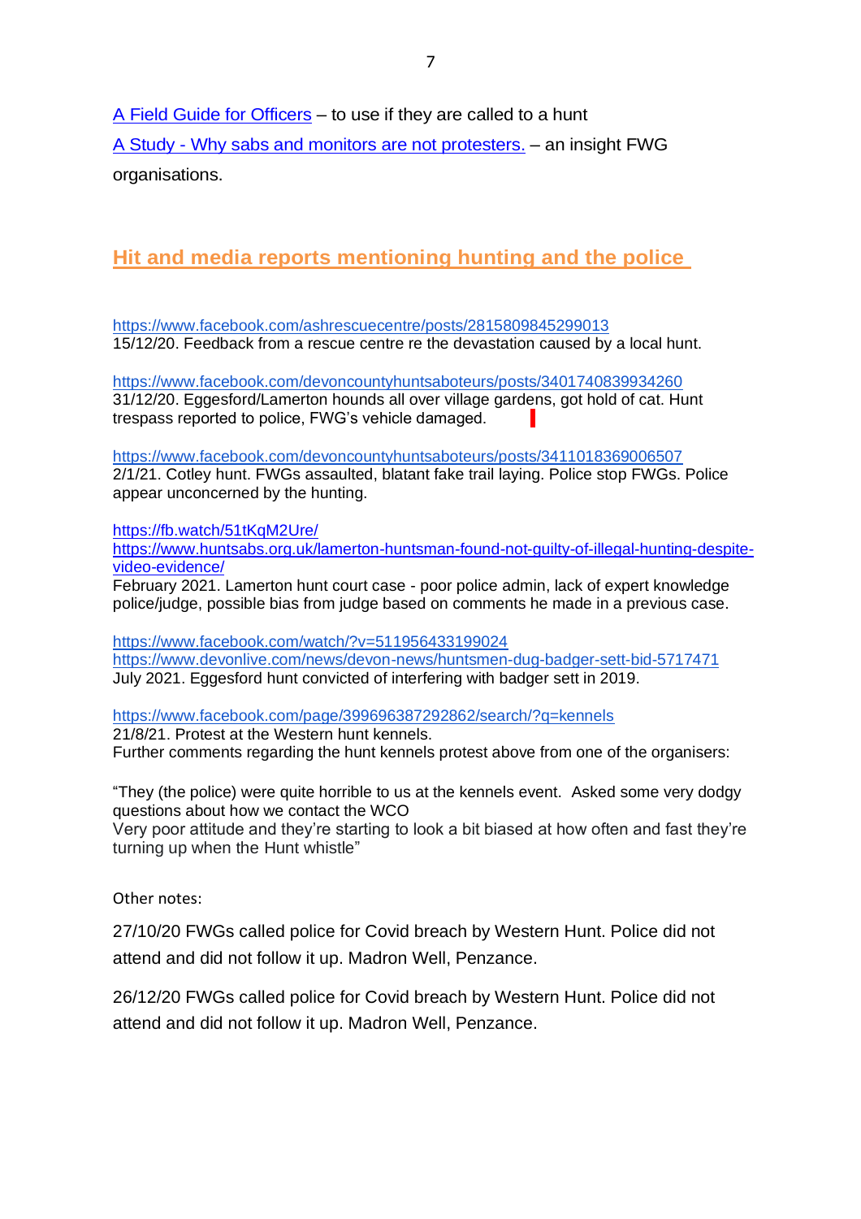[A Field Guide for Officers](#) – to use if they are called to a hunt

[A Study - Why sabs and monitors are not protesters.](#) – an insight FWG organisations.

## Hit and media reports mentioning hunting and the police

https://www.facebook.com/ashrescuecentre/posts/2815809845299013
15/12/20. Feedback from a rescue centre re the devastation caused by a local hunt.

https://www.facebook.com/devoncountyhuntsaboteurs/posts/3401740839934260
31/12/20. Eggesford/Lamerton hounds all over village gardens, got hold of cat. Hunt trespass reported to police, FWG's vehicle damaged.

https://www.facebook.com/devoncountyhuntsaboteurs/posts/3411018369006507
2/1/21. Cotley hunt. FWGs assaulted, blatant fake trail laying. Police stop FWGs. Police appear unconcerned by the hunting.

https://fb.watch/51tKqM2Ure/
https://www.huntsabs.org.uk/lamerton-huntsman-found-not-guilty-of-illegal-hunting-despite-video-evidence/
February 2021. Lamerton hunt court case - poor police admin, lack of expert knowledge police/judge, possible bias from judge based on comments he made in a previous case.

https://www.facebook.com/watch/?v=511956433199024
https://www.devonlive.com/news/devon-news/huntsmen-dug-badger-sett-bid-5717471
July 2021. Eggesford hunt convicted of interfering with badger sett in 2019.

https://www.facebook.com/page/399696387292862/search/?q=kennels
21/8/21. Protest at the Western hunt kennels.
Further comments regarding the hunt kennels protest above from one of the organisers:

"They (the police) were quite horrible to us at the kennels event. Asked some very dodgy questions about how we contact the WCO
Very poor attitude and they're starting to look a bit biased at how often and fast they're turning up when the Hunt whistle"

Other notes:

27/10/20 FWGs called police for Covid breach by Western Hunt. Police did not attend and did not follow it up. Madron Well, Penzance.

26/12/20 FWGs called police for Covid breach by Western Hunt. Police did not attend and did not follow it up. Madron Well, Penzance.